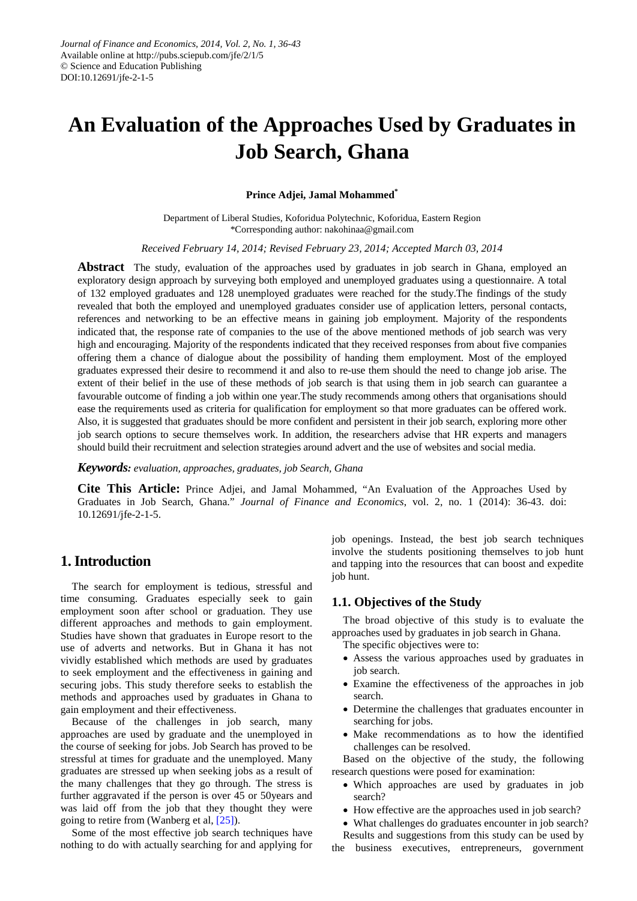Journal of Finance and Economics, 2014, Vol. 2, No. 1, 36-43
Available online at http://pubs.sciepub.com/jfe/2/1/5
© Science and Education Publishing
DOI:10.12691/jfe-2-1-5

# An Evaluation of the Approaches Used by Graduates in Job Search, Ghana

**Prince Adjei, Jamal Mohammed***

Department of Liberal Studies, Koforidua Polytechnic, Koforidua, Eastern Region
*Corresponding author: nakohinaa@gmail.com

*Received February 14, 2014; Revised February 23, 2014; Accepted March 03, 2014*

**Abstract** The study, evaluation of the approaches used by graduates in job search in Ghana, employed an exploratory design approach by surveying both employed and unemployed graduates using a questionnaire. A total of 132 employed graduates and 128 unemployed graduates were reached for the study.The findings of the study revealed that both the employed and unemployed graduates consider use of application letters, personal contacts, references and networking to be an effective means in gaining job employment. Majority of the respondents indicated that, the response rate of companies to the use of the above mentioned methods of job search was very high and encouraging. Majority of the respondents indicated that they received responses from about five companies offering them a chance of dialogue about the possibility of handing them employment. Most of the employed graduates expressed their desire to recommend it and also to re-use them should the need to change job arise. The extent of their belief in the use of these methods of job search is that using them in job search can guarantee a favourable outcome of finding a job within one year.The study recommends among others that organisations should ease the requirements used as criteria for qualification for employment so that more graduates can be offered work. Also, it is suggested that graduates should be more confident and persistent in their job search, exploring more other job search options to secure themselves work. In addition, the researchers advise that HR experts and managers should build their recruitment and selection strategies around advert and the use of websites and social media.

***Keywords:*** *evaluation, approaches, graduates, job Search, Ghana*

**Cite This Article:** Prince Adjei, and Jamal Mohammed, "An Evaluation of the Approaches Used by Graduates in Job Search, Ghana." *Journal of Finance and Economics*, vol. 2, no. 1 (2014): 36-43. doi: 10.12691/jfe-2-1-5.

## 1. Introduction

The search for employment is tedious, stressful and time consuming. Graduates especially seek to gain employment soon after school or graduation. They use different approaches and methods to gain employment. Studies have shown that graduates in Europe resort to the use of adverts and networks. But in Ghana it has not vividly established which methods are used by graduates to seek employment and the effectiveness in gaining and securing jobs. This study therefore seeks to establish the methods and approaches used by graduates in Ghana to gain employment and their effectiveness.

Because of the challenges in job search, many approaches are used by graduate and the unemployed in the course of seeking for jobs. Job Search has proved to be stressful at times for graduate and the unemployed. Many graduates are stressed up when seeking jobs as a result of the many challenges that they go through. The stress is further aggravated if the person is over 45 or 50years and was laid off from the job that they thought they were going to retire from (Wanberg et al, [25]).

Some of the most effective job search techniques have nothing to do with actually searching for and applying for job openings. Instead, the best job search techniques involve the students positioning themselves to job hunt and tapping into the resources that can boost and expedite job hunt.

### 1.1. Objectives of the Study

The broad objective of this study is to evaluate the approaches used by graduates in job search in Ghana.

The specific objectives were to:

- Assess the various approaches used by graduates in job search.
- Examine the effectiveness of the approaches in job search.
- Determine the challenges that graduates encounter in searching for jobs.
- Make recommendations as to how the identified challenges can be resolved.

Based on the objective of the study, the following research questions were posed for examination:

- Which approaches are used by graduates in job search?
- How effective are the approaches used in job search?
- What challenges do graduates encounter in job search?

Results and suggestions from this study can be used by the business executives, entrepreneurs, government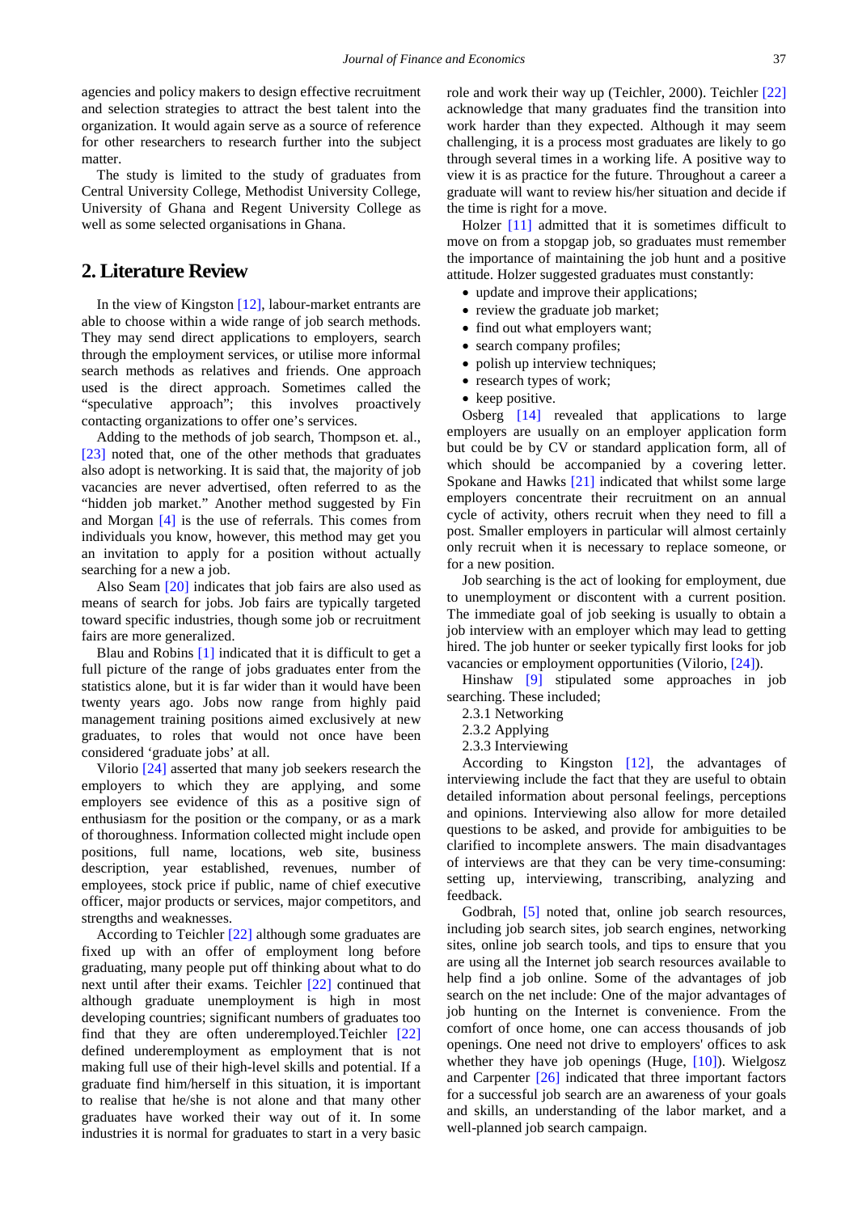agencies and policy makers to design effective recruitment and selection strategies to attract the best talent into the organization. It would again serve as a source of reference for other researchers to research further into the subject matter.

The study is limited to the study of graduates from Central University College, Methodist University College, University of Ghana and Regent University College as well as some selected organisations in Ghana.

## 2. Literature Review

In the view of Kingston [12], labour-market entrants are able to choose within a wide range of job search methods. They may send direct applications to employers, search through the employment services, or utilise more informal search methods as relatives and friends. One approach used is the direct approach. Sometimes called the "speculative approach"; this involves proactively contacting organizations to offer one's services.

Adding to the methods of job search, Thompson et. al., [23] noted that, one of the other methods that graduates also adopt is networking. It is said that, the majority of job vacancies are never advertised, often referred to as the "hidden job market." Another method suggested by Fin and Morgan [4] is the use of referrals. This comes from individuals you know, however, this method may get you an invitation to apply for a position without actually searching for a new a job.

Also Seam [20] indicates that job fairs are also used as means of search for jobs. Job fairs are typically targeted toward specific industries, though some job or recruitment fairs are more generalized.

Blau and Robins [1] indicated that it is difficult to get a full picture of the range of jobs graduates enter from the statistics alone, but it is far wider than it would have been twenty years ago. Jobs now range from highly paid management training positions aimed exclusively at new graduates, to roles that would not once have been considered 'graduate jobs' at all.

Vilorio [24] asserted that many job seekers research the employers to which they are applying, and some employers see evidence of this as a positive sign of enthusiasm for the position or the company, or as a mark of thoroughness. Information collected might include open positions, full name, locations, web site, business description, year established, revenues, number of employees, stock price if public, name of chief executive officer, major products or services, major competitors, and strengths and weaknesses.

According to Teichler [22] although some graduates are fixed up with an offer of employment long before graduating, many people put off thinking about what to do next until after their exams. Teichler [22] continued that although graduate unemployment is high in most developing countries; significant numbers of graduates too find that they are often underemployed.Teichler [22] defined underemployment as employment that is not making full use of their high-level skills and potential. If a graduate find him/herself in this situation, it is important to realise that he/she is not alone and that many other graduates have worked their way out of it. In some industries it is normal for graduates to start in a very basic role and work their way up (Teichler, 2000). Teichler [22] acknowledge that many graduates find the transition into work harder than they expected. Although it may seem challenging, it is a process most graduates are likely to go through several times in a working life. A positive way to view it is as practice for the future. Throughout a career a graduate will want to review his/her situation and decide if the time is right for a move.

Holzer [11] admitted that it is sometimes difficult to move on from a stopgap job, so graduates must remember the importance of maintaining the job hunt and a positive attitude. Holzer suggested graduates must constantly:

- update and improve their applications;
- review the graduate job market;
- find out what employers want;
- search company profiles;
- polish up interview techniques;
- research types of work;
- keep positive.

Osberg [14] revealed that applications to large employers are usually on an employer application form but could be by CV or standard application form, all of which should be accompanied by a covering letter. Spokane and Hawks [21] indicated that whilst some large employers concentrate their recruitment on an annual cycle of activity, others recruit when they need to fill a post. Smaller employers in particular will almost certainly only recruit when it is necessary to replace someone, or for a new position.

Job searching is the act of looking for employment, due to unemployment or discontent with a current position. The immediate goal of job seeking is usually to obtain a job interview with an employer which may lead to getting hired. The job hunter or seeker typically first looks for job vacancies or employment opportunities (Vilorio, [24]).

Hinshaw [9] stipulated some approaches in job searching. These included;

2.3.1 Networking

2.3.2 Applying

2.3.3 Interviewing

According to Kingston [12], the advantages of interviewing include the fact that they are useful to obtain detailed information about personal feelings, perceptions and opinions. Interviewing also allow for more detailed questions to be asked, and provide for ambiguities to be clarified to incomplete answers. The main disadvantages of interviews are that they can be very time-consuming: setting up, interviewing, transcribing, analyzing and feedback.

Godbrah, [5] noted that, online job search resources, including job search sites, job search engines, networking sites, online job search tools, and tips to ensure that you are using all the Internet job search resources available to help find a job online. Some of the advantages of job search on the net include: One of the major advantages of job hunting on the Internet is convenience. From the comfort of once home, one can access thousands of job openings. One need not drive to employers' offices to ask whether they have job openings (Huge, [10]). Wielgosz and Carpenter [26] indicated that three important factors for a successful job search are an awareness of your goals and skills, an understanding of the labor market, and a well-planned job search campaign.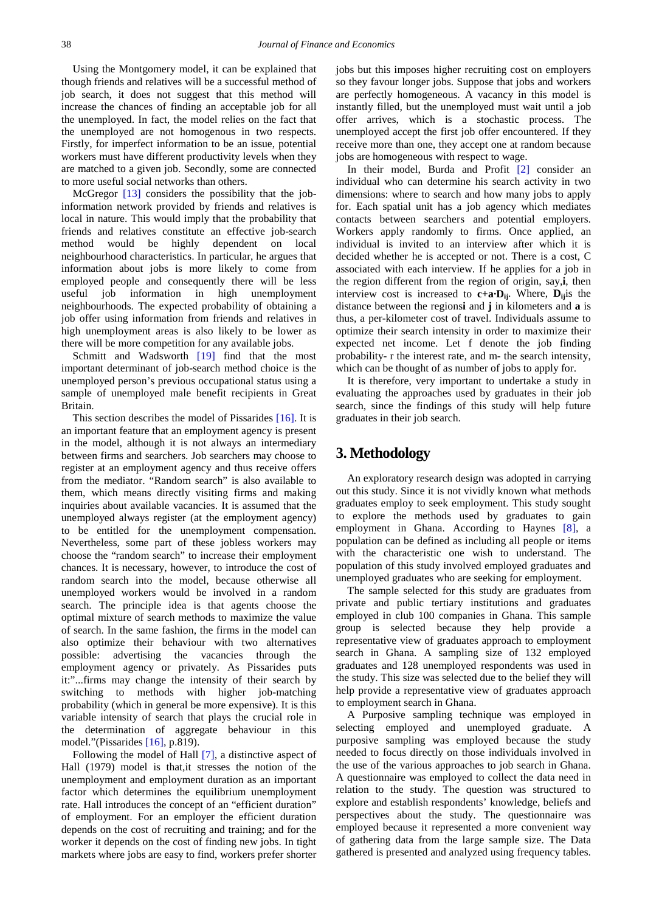Using the Montgomery model, it can be explained that though friends and relatives will be a successful method of job search, it does not suggest that this method will increase the chances of finding an acceptable job for all the unemployed. In fact, the model relies on the fact that the unemployed are not homogenous in two respects. Firstly, for imperfect information to be an issue, potential workers must have different productivity levels when they are matched to a given job. Secondly, some are connected to more useful social networks than others.

McGregor [13] considers the possibility that the job-information network provided by friends and relatives is local in nature. This would imply that the probability that friends and relatives constitute an effective job-search method would be highly dependent on local neighbourhood characteristics. In particular, he argues that information about jobs is more likely to come from employed people and consequently there will be less useful job information in high unemployment neighbourhoods. The expected probability of obtaining a job offer using information from friends and relatives in high unemployment areas is also likely to be lower as there will be more competition for any available jobs.

Schmitt and Wadsworth [19] find that the most important determinant of job-search method choice is the unemployed person's previous occupational status using a sample of unemployed male benefit recipients in Great Britain.

This section describes the model of Pissarides [16]. It is an important feature that an employment agency is present in the model, although it is not always an intermediary between firms and searchers. Job searchers may choose to register at an employment agency and thus receive offers from the mediator. "Random search" is also available to them, which means directly visiting firms and making inquiries about available vacancies. It is assumed that the unemployed always register (at the employment agency) to be entitled for the unemployment compensation. Nevertheless, some part of these jobless workers may choose the "random search" to increase their employment chances. It is necessary, however, to introduce the cost of random search into the model, because otherwise all unemployed workers would be involved in a random search. The principle idea is that agents choose the optimal mixture of search methods to maximize the value of search. In the same fashion, the firms in the model can also optimize their behaviour with two alternatives possible: advertising the vacancies through the employment agency or privately. As Pissarides puts it:"...firms may change the intensity of their search by switching to methods with higher job-matching probability (which in general be more expensive). It is this variable intensity of search that plays the crucial role in the determination of aggregate behaviour in this model."(Pissarides [16], p.819).

Following the model of Hall [7], a distinctive aspect of Hall (1979) model is that,it stresses the notion of the unemployment and employment duration as an important factor which determines the equilibrium unemployment rate. Hall introduces the concept of an "efficient duration" of employment. For an employer the efficient duration depends on the cost of recruiting and training; and for the worker it depends on the cost of finding new jobs. In tight markets where jobs are easy to find, workers prefer shorter jobs but this imposes higher recruiting cost on employers so they favour longer jobs. Suppose that jobs and workers are perfectly homogeneous. A vacancy in this model is instantly filled, but the unemployed must wait until a job offer arrives, which is a stochastic process. The unemployed accept the first job offer encountered. If they receive more than one, they accept one at random because jobs are homogeneous with respect to wage.

In their model, Burda and Profit [2] consider an individual who can determine his search activity in two dimensions: where to search and how many jobs to apply for. Each spatial unit has a job agency which mediates contacts between searchers and potential employers. Workers apply randomly to firms. Once applied, an individual is invited to an interview after which it is decided whether he is accepted or not. There is a cost, C associated with each interview. If he applies for a job in the region different from the region of origin, say,**i**, then interview cost is increased to $\mathbf{c+a{\cdot}D_{ij}}$. Where, $\mathbf{D_{ij}}$is the distance between the regions**i** and **j** in kilometers and **a** is thus, a per-kilometer cost of travel. Individuals assume to optimize their search intensity in order to maximize their expected net income. Let f denote the job finding probability- r the interest rate, and m- the search intensity, which can be thought of as number of jobs to apply for.

It is therefore, very important to undertake a study in evaluating the approaches used by graduates in their job search, since the findings of this study will help future graduates in their job search.

## 3. Methodology

An exploratory research design was adopted in carrying out this study. Since it is not vividly known what methods graduates employ to seek employment. This study sought to explore the methods used by graduates to gain employment in Ghana. According to Haynes [8], a population can be defined as including all people or items with the characteristic one wish to understand. The population of this study involved employed graduates and unemployed graduates who are seeking for employment.

The sample selected for this study are graduates from private and public tertiary institutions and graduates employed in club 100 companies in Ghana. This sample group is selected because they help provide a representative view of graduates approach to employment search in Ghana. A sampling size of 132 employed graduates and 128 unemployed respondents was used in the study. This size was selected due to the belief they will help provide a representative view of graduates approach to employment search in Ghana.

A Purposive sampling technique was employed in selecting employed and unemployed graduate. A purposive sampling was employed because the study needed to focus directly on those individuals involved in the use of the various approaches to job search in Ghana. A questionnaire was employed to collect the data need in relation to the study. The question was structured to explore and establish respondents' knowledge, beliefs and perspectives about the study. The questionnaire was employed because it represented a more convenient way of gathering data from the large sample size. The Data gathered is presented and analyzed using frequency tables.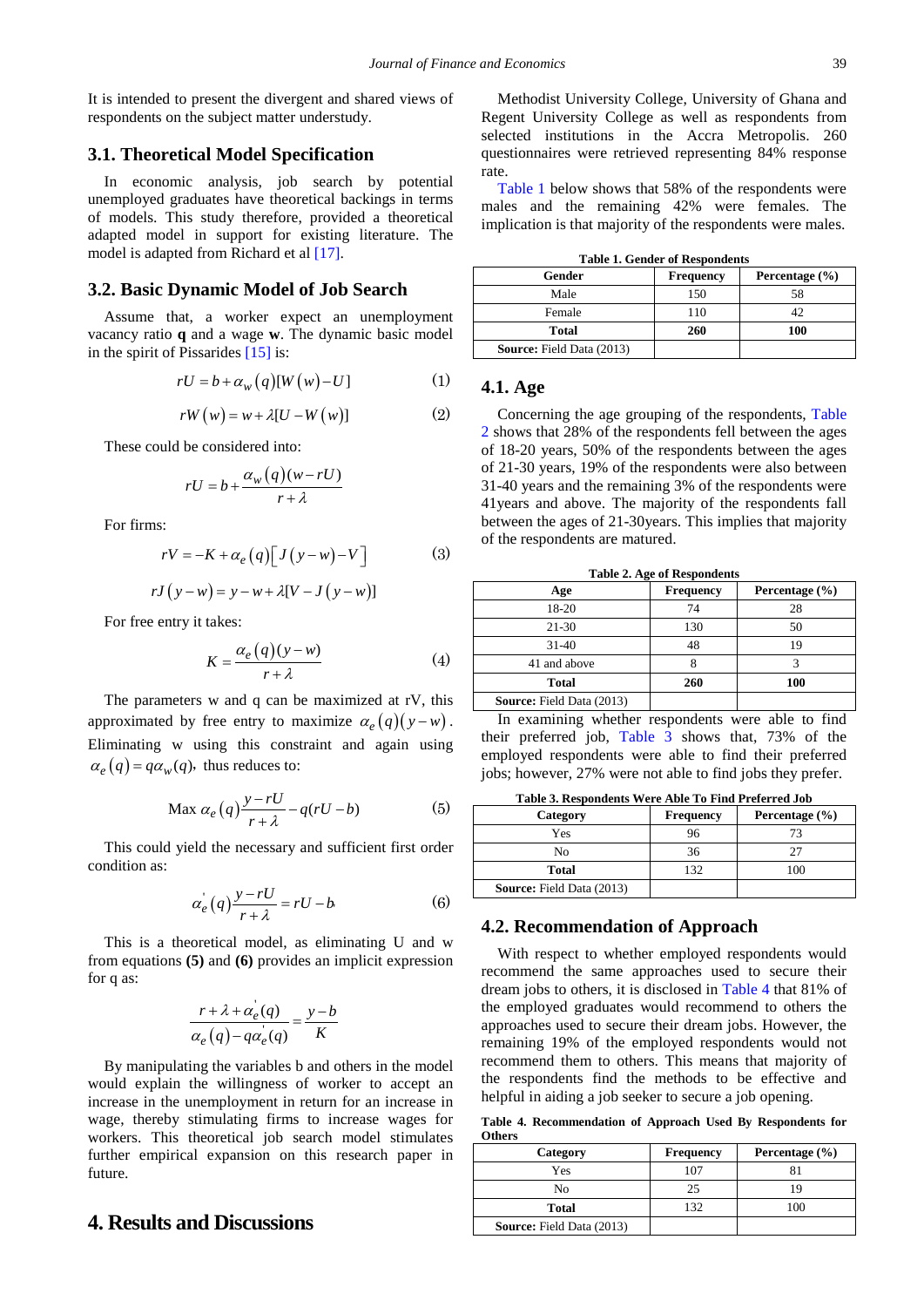It is intended to present the divergent and shared views of respondents on the subject matter understudy.

## 3.1. Theoretical Model Specification

In economic analysis, job search by potential unemployed graduates have theoretical backings in terms of models. This study therefore, provided a theoretical adapted model in support for existing literature. The model is adapted from Richard et al [17].

## 3.2. Basic Dynamic Model of Job Search

Assume that, a worker expect an unemployment vacancy ratio **q** and a wage **w**. The dynamic basic model in the spirit of Pissarides [15] is:

$$rU = b + \alpha_w(q)[W(w) - U] \quad (1)$$

$$rW(w) = w + \lambda[U - W(w)] \quad (2)$$

These could be considered into:

$$rU = b + \frac{\alpha_w(q)(w - rU)}{r + \lambda}$$

For firms:

$$rV = -K + \alpha_e(q)\left[J(y - w) - V\right] \quad (3)$$

$$rJ(y - w) = y - w + \lambda[V - J(y - w)]$$

For free entry it takes:

$$K = \frac{\alpha_e(q)(y - w)}{r + \lambda} \quad (4)$$

The parameters w and q can be maximized at rV, this approximated by free entry to maximize $\alpha_e(q)(y - w)$. Eliminating w using this constraint and again using $\alpha_e(q) = q\alpha_w(q)$, thus reduces to:

$$\text{Max } \alpha_e(q)\frac{y - rU}{r + \lambda} - q(rU - b) \quad (5)$$

This could yield the necessary and sufficient first order condition as:

$$\alpha_e^{'}(q)\frac{y - rU}{r + \lambda} = rU - b \quad (6)$$

This is a theoretical model, as eliminating U and w from equations **(5)** and **(6)** provides an implicit expression for q as:

$$\frac{r + \lambda + \alpha_e^{'}(q)}{\alpha_e(q) - q\alpha_e^{'}(q)} = \frac{y - b}{K}$$

By manipulating the variables b and others in the model would explain the willingness of worker to accept an increase in the unemployment in return for an increase in wage, thereby stimulating firms to increase wages for workers. This theoretical job search model stimulates further empirical expansion on this research paper in future.

# 4. Results and Discussions

Methodist University College, University of Ghana and Regent University College as well as respondents from selected institutions in the Accra Metropolis. 260 questionnaires were retrieved representing 84% response rate.

Table 1 below shows that 58% of the respondents were males and the remaining 42% were females. The implication is that majority of the respondents were males.

**Table 1. Gender of Respondents**

| Gender | Frequency | Percentage (%) |
|---|---|---|
| Male | 150 | 58 |
| Female | 110 | 42 |
| **Total** | **260** | **100** |
| **Source:** Field Data (2013) | | |

## 4.1. Age

Concerning the age grouping of the respondents, Table 2 shows that 28% of the respondents fell between the ages of 18-20 years, 50% of the respondents between the ages of 21-30 years, 19% of the respondents were also between 31-40 years and the remaining 3% of the respondents were 41years and above. The majority of the respondents fall between the ages of 21-30years. This implies that majority of the respondents are matured.

**Table 2. Age of Respondents**

| Age | Frequency | Percentage (%) |
|---|---|---|
| 18-20 | 74 | 28 |
| 21-30 | 130 | 50 |
| 31-40 | 48 | 19 |
| 41 and above | 8 | 3 |
| **Total** | **260** | **100** |
| **Source:** Field Data (2013) | | |

In examining whether respondents were able to find their preferred job, Table 3 shows that, 73% of the employed respondents were able to find their preferred jobs; however, 27% were not able to find jobs they prefer.

**Table 3. Respondents Were Able To Find Preferred Job**

| Category | Frequency | Percentage (%) |
|---|---|---|
| Yes | 96 | 73 |
| No | 36 | 27 |
| **Total** | 132 | 100 |
| **Source:** Field Data (2013) | | |

## 4.2. Recommendation of Approach

With respect to whether employed respondents would recommend the same approaches used to secure their dream jobs to others, it is disclosed in Table 4 that 81% of the employed graduates would recommend to others the approaches used to secure their dream jobs. However, the remaining 19% of the employed respondents would not recommend them to others. This means that majority of the respondents find the methods to be effective and helpful in aiding a job seeker to secure a job opening.

**Table 4. Recommendation of Approach Used By Respondents for Others**

| Category | Frequency | Percentage (%) |
|---|---|---|
| Yes | 107 | 81 |
| No | 25 | 19 |
| **Total** | 132 | 100 |
| **Source:** Field Data (2013) | | |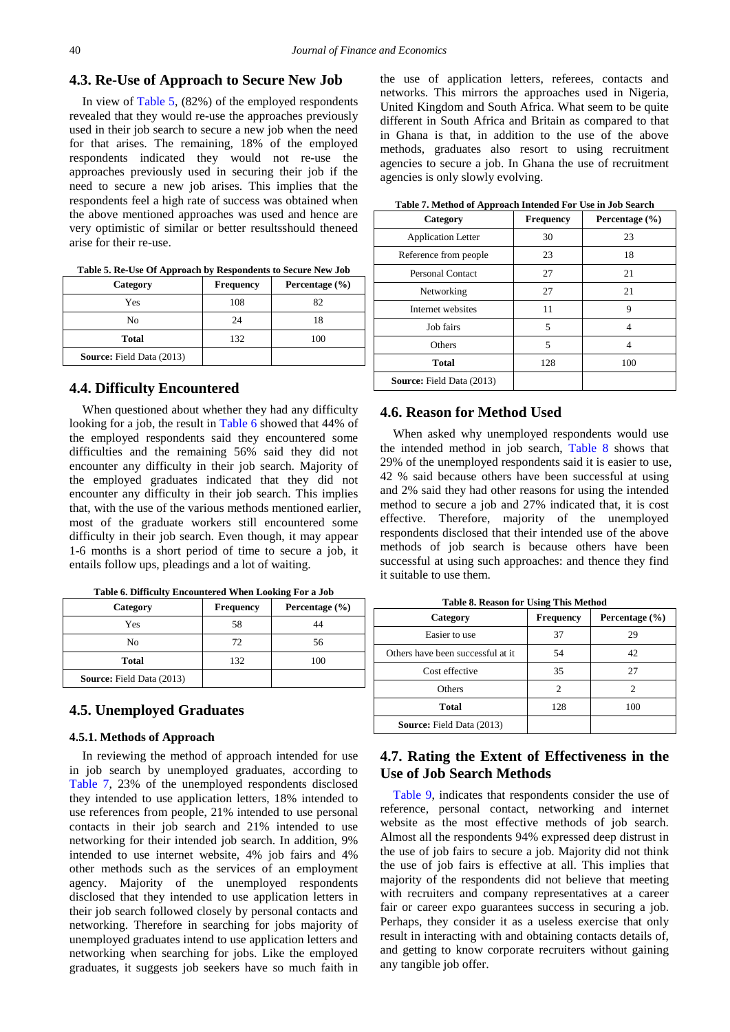## 4.3. Re-Use of Approach to Secure New Job

In view of Table 5, (82%) of the employed respondents revealed that they would re-use the approaches previously used in their job search to secure a new job when the need for that arises. The remaining, 18% of the employed respondents indicated that they would not re-use the approaches previously used in securing their job if the need to secure a new job arises. This implies that the respondents feel a high rate of success was obtained when the above mentioned approaches was used and hence are very optimistic of similar or better resultsshould theneed arise for their re-use.

**Table 5. Re-Use Of Approach by Respondents to Secure New Job**

| Category | Frequency | Percentage (%) |
|---|---|---|
| Yes | 108 | 82 |
| No | 24 | 18 |
| **Total** | 132 | 100 |
| **Source:** Field Data (2013) | | |

## 4.4. Difficulty Encountered

When questioned about whether they had any difficulty looking for a job, the result in Table 6 showed that 44% of the employed respondents said they encountered some difficulties and the remaining 56% said they did not encounter any difficulty in their job search. Majority of the employed graduates indicated that they did not encounter any difficulty in their job search. This implies that, with the use of the various methods mentioned earlier, most of the graduate workers still encountered some difficulty in their job search. Even though, it may appear 1-6 months is a short period of time to secure a job, it entails follow ups, pleadings and a lot of waiting.

**Table 6. Difficulty Encountered When Looking For a Job**

| Category | Frequency | Percentage (%) |
|---|---|---|
| Yes | 58 | 44 |
| No | 72 | 56 |
| **Total** | 132 | 100 |
| **Source:** Field Data (2013) | | |

## 4.5. Unemployed Graduates

### 4.5.1. Methods of Approach

In reviewing the method of approach intended for use in job search by unemployed graduates, according to Table 7, 23% of the unemployed respondents disclosed they intended to use application letters, 18% intended to use references from people, 21% intended to use personal contacts in their job search and 21% intended to use networking for their intended job search. In addition, 9% intended to use internet website, 4% job fairs and 4% other methods such as the services of an employment agency. Majority of the unemployed respondents disclosed that they intended to use application letters in their job search followed closely by personal contacts and networking. Therefore in searching for jobs majority of unemployed graduates intend to use application letters and networking when searching for jobs. Like the employed graduates, it suggests job seekers have so much faith in the use of application letters, referees, contacts and networks. This mirrors the approaches used in Nigeria, United Kingdom and South Africa. What seem to be quite different in South Africa and Britain as compared to that in Ghana is that, in addition to the use of the above methods, graduates also resort to using recruitment agencies to secure a job. In Ghana the use of recruitment agencies is only slowly evolving.

**Table 7. Method of Approach Intended For Use in Job Search**

| Category | Frequency | Percentage (%) |
|---|---|---|
| Application Letter | 30 | 23 |
| Reference from people | 23 | 18 |
| Personal Contact | 27 | 21 |
| Networking | 27 | 21 |
| Internet websites | 11 | 9 |
| Job fairs | 5 | 4 |
| Others | 5 | 4 |
| **Total** | 128 | 100 |
| **Source:** Field Data (2013) | | |

## 4.6. Reason for Method Used

When asked why unemployed respondents would use the intended method in job search, Table 8 shows that 29% of the unemployed respondents said it is easier to use, 42 % said because others have been successful at using and 2% said they had other reasons for using the intended method to secure a job and 27% indicated that, it is cost effective. Therefore, majority of the unemployed respondents disclosed that their intended use of the above methods of job search is because others have been successful at using such approaches: and thence they find it suitable to use them.

**Table 8. Reason for Using This Method**

| Category | Frequency | Percentage (%) |
|---|---|---|
| Easier to use | 37 | 29 |
| Others have been successful at it | 54 | 42 |
| Cost effective | 35 | 27 |
| Others | 2 | 2 |
| **Total** | 128 | 100 |
| **Source:** Field Data (2013) | | |

## 4.7. Rating the Extent of Effectiveness in the Use of Job Search Methods

Table 9, indicates that respondents consider the use of reference, personal contact, networking and internet website as the most effective methods of job search. Almost all the respondents 94% expressed deep distrust in the use of job fairs to secure a job. Majority did not think the use of job fairs is effective at all. This implies that majority of the respondents did not believe that meeting with recruiters and company representatives at a career fair or career expo guarantees success in securing a job. Perhaps, they consider it as a useless exercise that only result in interacting with and obtaining contacts details of, and getting to know corporate recruiters without gaining any tangible job offer.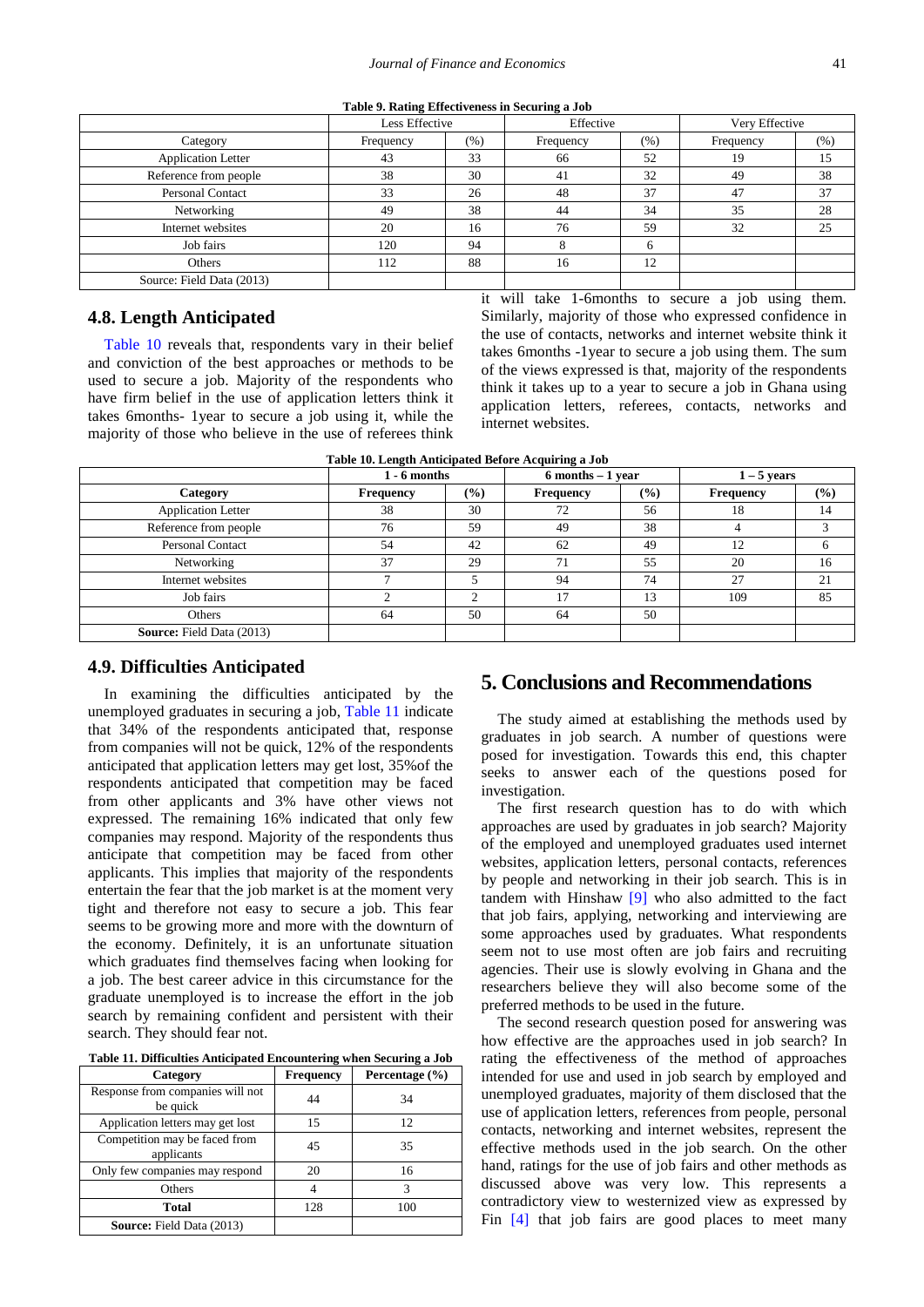**Table 9. Rating Effectiveness in Securing a Job**

| | Less Effective | | Effective | | Very Effective | |
|---|---|---|---|---|---|---|
| Category | Frequency | (%) | Frequency | (%) | Frequency | (%) |
| Application Letter | 43 | 33 | 66 | 52 | 19 | 15 |
| Reference from people | 38 | 30 | 41 | 32 | 49 | 38 |
| Personal Contact | 33 | 26 | 48 | 37 | 47 | 37 |
| Networking | 49 | 38 | 44 | 34 | 35 | 28 |
| Internet websites | 20 | 16 | 76 | 59 | 32 | 25 |
| Job fairs | 120 | 94 | 8 | 6 | | |
| Others | 112 | 88 | 16 | 12 | | |
| Source: Field Data (2013) | | | | | | |

### 4.8. Length Anticipated

Table 10 reveals that, respondents vary in their belief and conviction of the best approaches or methods to be used to secure a job. Majority of the respondents who have firm belief in the use of application letters think it takes 6months- 1year to secure a job using it, while the majority of those who believe in the use of referees think it will take 1-6months to secure a job using them. Similarly, majority of those who expressed confidence in the use of contacts, networks and internet website think it takes 6months -1year to secure a job using them. The sum of the views expressed is that, majority of the respondents think it takes up to a year to secure a job in Ghana using application letters, referees, contacts, networks and internet websites.

**Table 10. Length Anticipated Before Acquiring a Job**

| | 1 - 6 months | | 6 months – 1 year | | 1 – 5 years | |
|---|---|---|---|---|---|---|
| **Category** | **Frequency** | **(%)** | **Frequency** | **(%)** | **Frequency** | **(%)** |
| Application Letter | 38 | 30 | 72 | 56 | 18 | 14 |
| Reference from people | 76 | 59 | 49 | 38 | 4 | 3 |
| Personal Contact | 54 | 42 | 62 | 49 | 12 | 6 |
| Networking | 37 | 29 | 71 | 55 | 20 | 16 |
| Internet websites | 7 | 5 | 94 | 74 | 27 | 21 |
| Job fairs | 2 | 2 | 17 | 13 | 109 | 85 |
| Others | 64 | 50 | 64 | 50 | | |
| **Source:** Field Data (2013) | | | | | | |

### 4.9. Difficulties Anticipated

In examining the difficulties anticipated by the unemployed graduates in securing a job, Table 11 indicate that 34% of the respondents anticipated that, response from companies will not be quick, 12% of the respondents anticipated that application letters may get lost, 35%of the respondents anticipated that competition may be faced from other applicants and 3% have other views not expressed. The remaining 16% indicated that only few companies may respond. Majority of the respondents thus anticipate that competition may be faced from other applicants. This implies that majority of the respondents entertain the fear that the job market is at the moment very tight and therefore not easy to secure a job. This fear seems to be growing more and more with the downturn of the economy. Definitely, it is an unfortunate situation which graduates find themselves facing when looking for a job. The best career advice in this circumstance for the graduate unemployed is to increase the effort in the job search by remaining confident and persistent with their search. They should fear not.

**Table 11. Difficulties Anticipated Encountering when Securing a Job**

| Category | Frequency | Percentage (%) |
|---|---|---|
| Response from companies will not be quick | 44 | 34 |
| Application letters may get lost | 15 | 12 |
| Competition may be faced from applicants | 45 | 35 |
| Only few companies may respond | 20 | 16 |
| Others | 4 | 3 |
| **Total** | 128 | 100 |
| **Source:** Field Data (2013) | | |

## 5. Conclusions and Recommendations

The study aimed at establishing the methods used by graduates in job search. A number of questions were posed for investigation. Towards this end, this chapter seeks to answer each of the questions posed for investigation.

The first research question has to do with which approaches are used by graduates in job search? Majority of the employed and unemployed graduates used internet websites, application letters, personal contacts, references by people and networking in their job search. This is in tandem with Hinshaw [9] who also admitted to the fact that job fairs, applying, networking and interviewing are some approaches used by graduates. What respondents seem not to use most often are job fairs and recruiting agencies. Their use is slowly evolving in Ghana and the researchers believe they will also become some of the preferred methods to be used in the future.

The second research question posed for answering was how effective are the approaches used in job search? In rating the effectiveness of the method of approaches intended for use and used in job search by employed and unemployed graduates, majority of them disclosed that the use of application letters, references from people, personal contacts, networking and internet websites, represent the effective methods used in the job search. On the other hand, ratings for the use of job fairs and other methods as discussed above was very low. This represents a contradictory view to westernized view as expressed by Fin [4] that job fairs are good places to meet many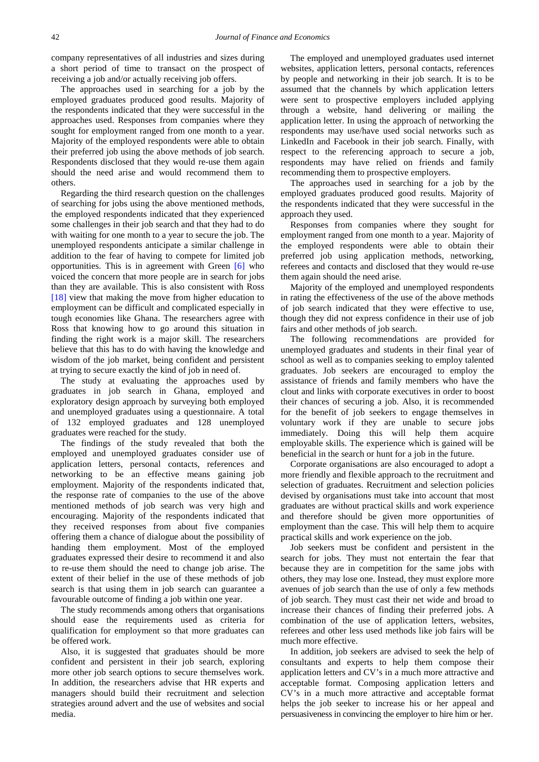company representatives of all industries and sizes during a short period of time to transact on the prospect of receiving a job and/or actually receiving job offers.

The approaches used in searching for a job by the employed graduates produced good results. Majority of the respondents indicated that they were successful in the approaches used. Responses from companies where they sought for employment ranged from one month to a year. Majority of the employed respondents were able to obtain their preferred job using the above methods of job search. Respondents disclosed that they would re-use them again should the need arise and would recommend them to others.

Regarding the third research question on the challenges of searching for jobs using the above mentioned methods, the employed respondents indicated that they experienced some challenges in their job search and that they had to do with waiting for one month to a year to secure the job. The unemployed respondents anticipate a similar challenge in addition to the fear of having to compete for limited job opportunities. This is in agreement with Green [6] who voiced the concern that more people are in search for jobs than they are available. This is also consistent with Ross [18] view that making the move from higher education to employment can be difficult and complicated especially in tough economies like Ghana. The researchers agree with Ross that knowing how to go around this situation in finding the right work is a major skill. The researchers believe that this has to do with having the knowledge and wisdom of the job market, being confident and persistent at trying to secure exactly the kind of job in need of.

The study at evaluating the approaches used by graduates in job search in Ghana, employed and exploratory design approach by surveying both employed and unemployed graduates using a questionnaire. A total of 132 employed graduates and 128 unemployed graduates were reached for the study.

The findings of the study revealed that both the employed and unemployed graduates consider use of application letters, personal contacts, references and networking to be an effective means gaining job employment. Majority of the respondents indicated that, the response rate of companies to the use of the above mentioned methods of job search was very high and encouraging. Majority of the respondents indicated that they received responses from about five companies offering them a chance of dialogue about the possibility of handing them employment. Most of the employed graduates expressed their desire to recommend it and also to re-use them should the need to change job arise. The extent of their belief in the use of these methods of job search is that using them in job search can guarantee a favourable outcome of finding a job within one year.

The study recommends among others that organisations should ease the requirements used as criteria for qualification for employment so that more graduates can be offered work.

Also, it is suggested that graduates should be more confident and persistent in their job search, exploring more other job search options to secure themselves work. In addition, the researchers advise that HR experts and managers should build their recruitment and selection strategies around advert and the use of websites and social media.

The employed and unemployed graduates used internet websites, application letters, personal contacts, references by people and networking in their job search. It is to be assumed that the channels by which application letters were sent to prospective employers included applying through a website, hand delivering or mailing the application letter. In using the approach of networking the respondents may use/have used social networks such as LinkedIn and Facebook in their job search. Finally, with respect to the referencing approach to secure a job, respondents may have relied on friends and family recommending them to prospective employers.

The approaches used in searching for a job by the employed graduates produced good results. Majority of the respondents indicated that they were successful in the approach they used.

Responses from companies where they sought for employment ranged from one month to a year. Majority of the employed respondents were able to obtain their preferred job using application methods, networking, referees and contacts and disclosed that they would re-use them again should the need arise.

Majority of the employed and unemployed respondents in rating the effectiveness of the use of the above methods of job search indicated that they were effective to use, though they did not express confidence in their use of job fairs and other methods of job search.

The following recommendations are provided for unemployed graduates and students in their final year of school as well as to companies seeking to employ talented graduates. Job seekers are encouraged to employ the assistance of friends and family members who have the clout and links with corporate executives in order to boost their chances of securing a job. Also, it is recommended for the benefit of job seekers to engage themselves in voluntary work if they are unable to secure jobs immediately. Doing this will help them acquire employable skills. The experience which is gained will be beneficial in the search or hunt for a job in the future.

Corporate organisations are also encouraged to adopt a more friendly and flexible approach to the recruitment and selection of graduates. Recruitment and selection policies devised by organisations must take into account that most graduates are without practical skills and work experience and therefore should be given more opportunities of employment than the case. This will help them to acquire practical skills and work experience on the job.

Job seekers must be confident and persistent in the search for jobs. They must not entertain the fear that because they are in competition for the same jobs with others, they may lose one. Instead, they must explore more avenues of job search than the use of only a few methods of job search. They must cast their net wide and broad to increase their chances of finding their preferred jobs. A combination of the use of application letters, websites, referees and other less used methods like job fairs will be much more effective.

In addition, job seekers are advised to seek the help of consultants and experts to help them compose their application letters and CV's in a much more attractive and acceptable format. Composing application letters and CV's in a much more attractive and acceptable format helps the job seeker to increase his or her appeal and persuasiveness in convincing the employer to hire him or her.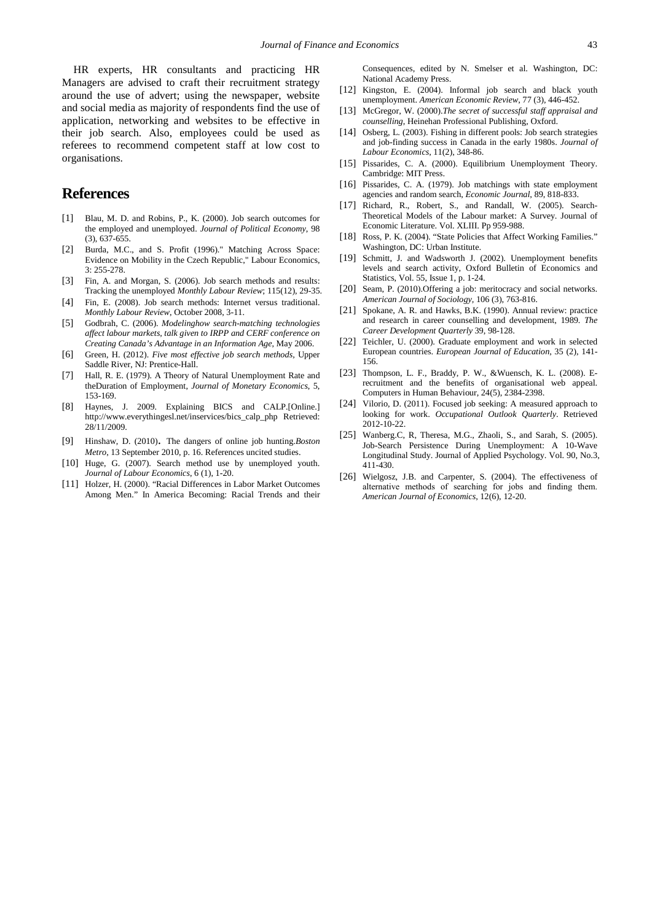HR experts, HR consultants and practicing HR Managers are advised to craft their recruitment strategy around the use of advert; using the newspaper, website and social media as majority of respondents find the use of application, networking and websites to be effective in their job search. Also, employees could be used as referees to recommend competent staff at low cost to organisations.

## References

[1] Blau, M. D. and Robins, P., K. (2000). Job search outcomes for the employed and unemployed. *Journal of Political Economy*, 98 (3), 637-655.

[2] Burda, M.C., and S. Profit (1996)." Matching Across Space: Evidence on Mobility in the Czech Republic," Labour Economics, 3: 255-278.

[3] Fin, A. and Morgan, S. (2006). Job search methods and results: Tracking the unemployed *Monthly Labour Review*; 115(12), 29-35.

[4] Fin, E. (2008). Job search methods: Internet versus traditional. *Monthly Labour Review*, October 2008, 3-11.

[5] Godbrah, C. (2006). *Modelinghow search-matching technologies affect labour markets, talk given to IRPP and CERF conference on Creating Canada's Advantage in an Information Age*, May 2006.

[6] Green, H. (2012). *Five most effective job search methods*, Upper Saddle River, NJ: Prentice-Hall.

[7] Hall, R. E. (1979). A Theory of Natural Unemployment Rate and theDuration of Employment, *Journal of Monetary Economics*, 5, 153-169.

[8] Haynes, J. 2009. Explaining BICS and CALP.[Online.] http://www.everythingesl.net/inservices/bics_calp_php Retrieved: 28/11/2009.

[9] Hinshaw, D. (2010). The dangers of online job hunting.*Boston Metro*, 13 September 2010, p. 16. References uncited studies.

[10] Huge, G. (2007). Search method use by unemployed youth. *Journal of Labour Economics*, 6 (1), 1-20.

[11] Holzer, H. (2000). "Racial Differences in Labor Market Outcomes Among Men." In America Becoming: Racial Trends and their Consequences, edited by N. Smelser et al. Washington, DC: National Academy Press.

[12] Kingston, E. (2004). Informal job search and black youth unemployment. *American Economic Review*, 77 (3), 446-452.

[13] McGregor, W. (2000).*The secret of successful staff appraisal and counselling*, Heinehan Professional Publishing, Oxford.

[14] Osberg, L. (2003). Fishing in different pools: Job search strategies and job-finding success in Canada in the early 1980s. *Journal of Labour Economics*, 11(2), 348-86.

[15] Pissarides, C. A. (2000). Equilibrium Unemployment Theory. Cambridge: MIT Press.

[16] Pissarides, C. A. (1979). Job matchings with state employment agencies and random search, *Economic Journal*, 89, 818-833.

[17] Richard, R., Robert, S., and Randall, W. (2005). Search-Theoretical Models of the Labour market: A Survey. Journal of Economic Literature. Vol. XLIII. Pp 959-988.

[18] Ross, P. K. (2004). "State Policies that Affect Working Families." Washington, DC: Urban Institute.

[19] Schmitt, J. and Wadsworth J. (2002). Unemployment benefits levels and search activity, Oxford Bulletin of Economics and Statistics, Vol. 55, Issue 1, p. 1-24.

[20] Seam, P. (2010).Offering a job: meritocracy and social networks. *American Journal of Sociology*, 106 (3), 763-816.

[21] Spokane, A. R. and Hawks, B.K. (1990). Annual review: practice and research in career counselling and development, 1989. *The Career Development Quarterly* 39, 98-128.

[22] Teichler, U. (2000). Graduate employment and work in selected European countries. *European Journal of Education*, 35 (2), 141-156.

[23] Thompson, L. F., Braddy, P. W., &Wuensch, K. L. (2008). E-recruitment and the benefits of organisational web appeal. Computers in Human Behaviour, 24(5), 2384-2398.

[24] Vilorio, D. (2011). Focused job seeking: A measured approach to looking for work. *Occupational Outlook Quarterly*. Retrieved 2012-10-22.

[25] Wanberg.C, R, Theresa, M.G., Zhaoli, S., and Sarah, S. (2005). Job-Search Persistence During Unemployment: A 10-Wave Longitudinal Study. Journal of Applied Psychology. Vol. 90, No.3, 411-430.

[26] Wielgosz, J.B. and Carpenter, S. (2004). The effectiveness of alternative methods of searching for jobs and finding them. *American Journal of Economics*, 12(6), 12-20.